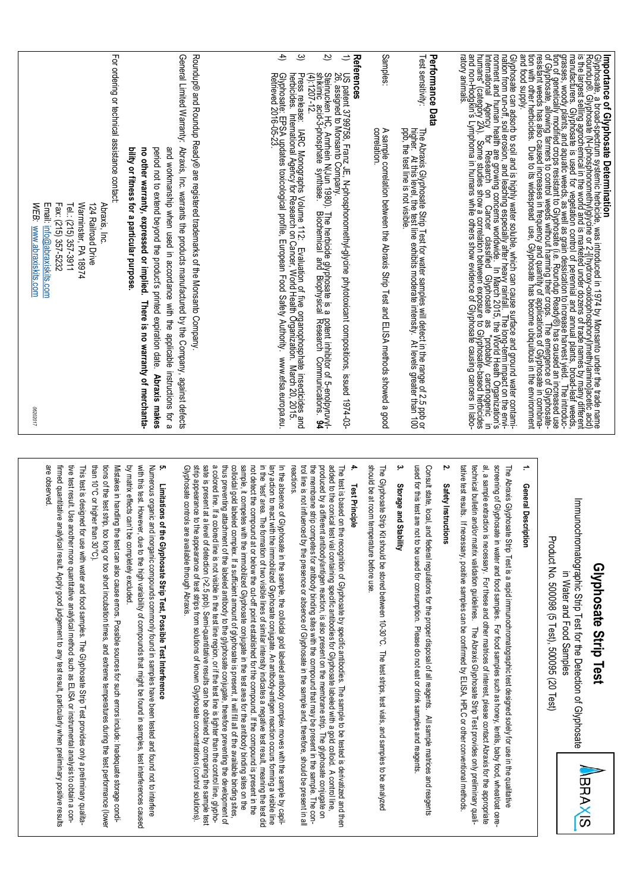# Glyphosate Strip Test

Immunochromatographic Strip Test for the Detection of Glyphosate in Water and Food Samples

Product No. 500098 (5 Test), 500095 (20 Test)

## 1. General Description

The Abraxis Glyphosate Strip Test is a rapid immunochromatographic test designed solely for use in the qualitative screening of Glyphosate in water and food samples. For food samples such as honey, lentils, baby food, wheat/oat cereal, a sample extraction is necessary. For these and other matrices of interest, please contact Abraxis for the appropriate technical bulletin and/or matrix validation guidelines. The Abraxis Glyphosate Strip Test provides only preliminary qualitative test results. If necessary, positive samples can be confirmed by ELISA, HPLC or other conventional methods.

## 2. Safety Instructions

Consult state, local, and federal regulations for the proper disposal of all reagents. All sample matrices and reagents used for this test are not to be used for consumption. Please do not eat or drink samples and reagents.

## 3. Storage and Stability

The Glyphosate Strip Kit should be stored between 10-30°C. The test strips, test vials, and samples to be analyzed should be at room temperature before use.

## 4. Test Principle

The test is based on the recognition of Glyphosate by specific antibodies. The sample to be tested is derivatized and then added to the conical test vial containing specific antibodies for Glyphosate labeled with a gold colloid. A control line, produced by a different antibody/antigen reaction, is also present on the membrane strip. The glyphosate conjugate on the membrane strip competes for antibody binding sites with the compound that may be present in the sample. The control line is not influenced by the presence or absence of Glyphosate in the sample and, therefore, should be present in all reactions.

In the absence of Glyphosate in the sample, the colloidal gold labeled antibody complex moves with the sample by capillary action to react with the immobilized Glyphosate conjugate. An antibody-antigen reaction occurs forming a visible line in the 'test' area. The formation of two visible lines of similar intensity indicates a negative test result, meaning the test did not detect the compound at or above the cut-off point established for the compound. If the compound is present in the sample, it competes with the immobilized Glyphosate conjugate in the test area for the antibody binding sites on the colloidal gold labeled complex. If a sufficient amount of glyphosate is present, it will fill all of the available binding sites, thus preventing attachment of the labeled antibody to the glyphosate conjugate, therefore preventing the development of a colored line. If a colored line is not visible in the test line region, or if the test line is lighter than the control line, glyphosate is present at a level of detection (>2.5 ppb). Semi-quantitative results can be obtained by comparing the sample test strip appearance to the appearance of test strips from solutions of known Glyphosate concentrations (control solutions). Glyphosate controls are available through Abraxis.

## 5. Limitations of the Glyphosate Strip Test, Possible Test Interference

Numerous organic and inorganic compounds commonly found in samples have been tested and found not to interfere with this test. However, due to the high variability of compounds that might be found in samples, test interferences caused by matrix effects can't be completely excluded.

Mistakes in handling the test can also cause errors. Possible sources for such errors include: Inadequate storage conditions of the test strip, too long or too short incubation times, and extreme temperatures during the test performance (lower than 10°C or higher than 30°C).

This test is designed for use with water and food samples. The Glyphosate Strip Test provides only a preliminary qualitative test result. Use another more quantitative analytical method such as ELISA or instrumental analysis to obtain a confirmed quantitative analytical result. Apply good judgement to any test result, particularly when preliminary positive results are observed.

## Importance of Glyphosate Determination

Glyphosate, a broad-spectrum systemic herbicide, was introduced in 1974 by Monsanto under the trade name Roundup®. Glyphosate (N-(phosphonomethyl)glycine or 2-[(hydroxy-oxidophosphoryl)methylamino]acetic acid) is the largest selling agrochemical in the world and is marketed under dozens of trade names by many different manufacturers. Glyphosate is used for vegetation control of perennial and annual plants, broad-leaf weeds, grasses, woody plants, and aquatic weeds, as well as grain desiccation to increase harvest yield. The introduction of genetically modified crops resistant to Glyphosate (i.e. Roundup Ready®) has caused an increased use of Glyphosate, allowing farmers to control weeds without harming their crops. The emergence of Glyphosate-resistant weeds has also caused increases in frequency and quantity of applications of Glyphosate in combination with other herbicides. Due to its widespread use, Glyphosate has become ubiquitous in the environment and food supply.

Glyphosate can adsorb to soil and is highly water soluble, which can cause surface and ground water contamination from run-off, soil erosion, and leaching especially after heavy rainfall. The long-term impact on the environment and human health are growing concerns worldwide. In March 2015, the World Health Organization's International Agency for Research on Cancer classified Glyphosate as "probably carcinogenic in humans" (category 2A). Some studies show a correlation between exposure to Glyphosate-based herbicides and non-Hodgkin's Lymphoma in humans while others show evidence of Glyphosate causing cancers in laboratory animals.

## Performance Data

Test sensitivity: The Abraxis Glyphosate Strip Test for water samples will detect in the range of 2.5 ppb or higher. At this level, the test line exhibits moderate intensity. At levels greater than 100 ppb, the test line is not visible.

Samples: A sample correlation between the Abraxis Strip Test and ELISA methods showed a good correlation.

## References

1) US patent 3799758, Franz JE, N-phosphonomethyl-glycine phytotoxicant compositions, issued 1974-03-26, assigned to Monsanto Company.
2) Steinrucken HC, Amrhein N(Jun 1980). The herbicide glyphosate is a potent inhibitor of 5-enolpyruvyl-shikimic acid-3-phosphate synthase. Biochemical and Biophysical Research Communications. **94** (4):1207-12.
3) Press release: IARC Monographs Volume 112: Evaluation of five organophosphate insecticides and herbicides. International Agency for Research on Cancer, World Health Organization. March 20, 2015.
4) Glyphosate: EFSA updates toxicological profile, European Food Safety Authority. www.efsa.europa.eu. Retrieved 2016-05-23.

Roundup® and Roundup Ready® are registered trademarks of the Monsanto Company.

General Limited Warranty: Abraxis, Inc. warrants the products manufactured by the Company, against defects and workmanship when used in accordance with the applicable instructions for a period not to extend beyond the product's printed expiration date. **Abraxis makes no other warranty, expressed or implied. There is no warranty of merchantability or fitness for a particular purpose.**

For ordering or technical assistance contact:

Abraxis, Inc.
124 Railroad Drive
Warminster, PA 18974
Tel.: (215) 357-3911
Fax: (215) 357-5232
Email: info@abraxiskits.com
WEB: www.abraxiskits.com

06302017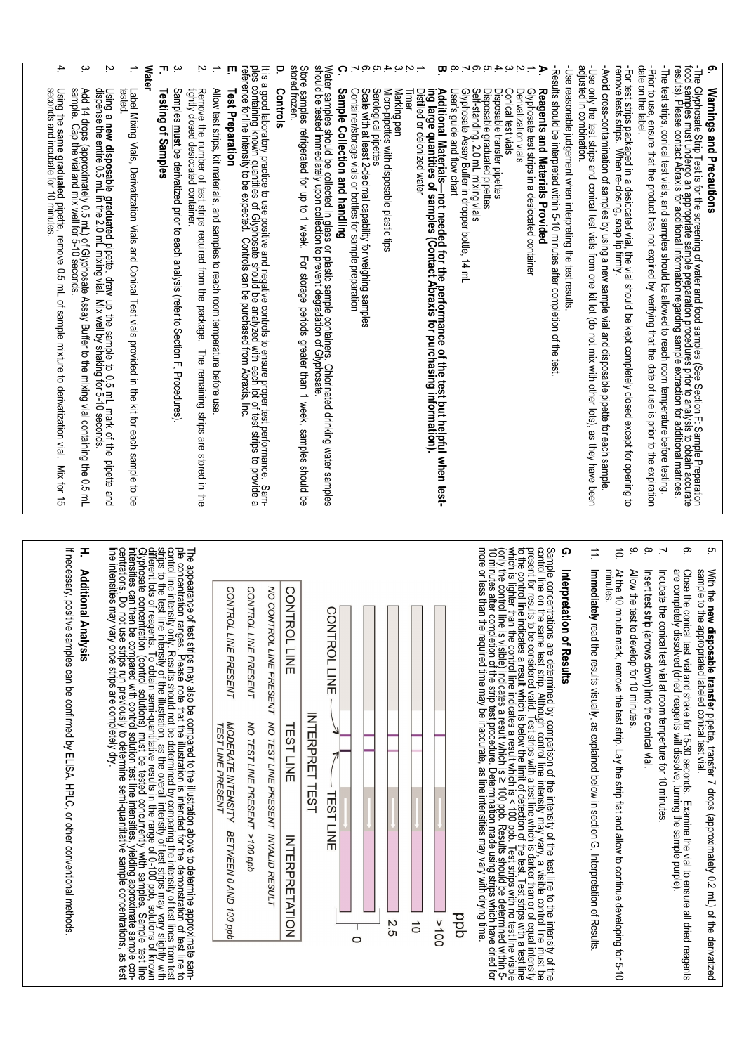## 6. Warnings and Precautions

- The Glyphosate Strip Test is for the screening of water and food samples (See Section F: Sample Preparation. food samples must undergo an appropriate sample preparation procedures prior to analysis to obtain accurate results). Please contact Abraxis for additional information regarding sample extraction for additional matrices.
- The test strips, conical test vials, and samples should be allowed to reach room temperature before testing.
- Prior to use, ensure that the product has not expired by verifying that the date of use is prior to the expiration date on the label.
- For test strips packaged in a desiccated vial, the vial should be kept completely closed except for opening to remove test strips. When re-closing, snap lip firmly.
- Avoid cross-contamination of samples by using a new sample vial and disposable pipette for each sample.
- Use only the test strips and conical test vials from one kit lot (do not mix with other lots), as they have been adjusted in combination.
- Use reasonable judgement when interpreting the test results.
- Results should be interpreted within 5-10 minutes after completion of the test.

### A. Reagents and Materials Provided

1. Glyphosate test strips in a desiccated container
2. Derivatization vials
3. Conical test vials
4. Disposable transfer pipettes
5. Disposable graduated pipettes
6. Self-standing, 2.0 mL mixing vials
7. Glyphosate Assay Buffer in dropper bottle, 14 mL
8. User's guide and flow chart

### B. Additional Materials—not needed for the performance of the test but helpful when testing large quantities of samples (Contact Abraxis for purchasing information).

1. Distilled or deionized water
2. Timer
3. Marking pen
4. Micro-pipettes with disposable plastic tips
5. Serological pipettes
6. Scale with at least 2-decimal capability for weighing samples
7. Container/storage vials or bottles for sample preparation

### C. Sample Collection and handling

Water samples should be collected in glass or plastic sample containers. Chlorinated drinking water samples should be tested immediately upon collection to prevent degradation of Glyphosate.

Store samples refrigerated for up to 1 week. For storage periods greater than 1 week, samples should be stored frozen.

### D. Controls

It is a good laboratory practice to use positive and negative controls to ensure proper test performance. Samples containing known quantities of Glyphosate should be analyzed with each lot of test strips to provide a reference for line intensity to be expected. Controls can be purchased from Abraxis, Inc.

### E. Test Preparation

1. Allow test strips, kit materials, and samples to reach room temperature before use.
2. Remove the number of test strips required from the package. The remaining strips are stored in the tightly closed desiccated container.
3. Samples **must** be derivatized prior to each analysis (refer to Section F, Procedures).

### F. Testing of Samples

**Water**

1. Label Mixing Vials, Derivatization Vials and Conical Test vials provided in the kit for each sample to be tested.
2. Using a **new disposable graduated** pipette, draw up the sample to 0.5 mL mark of the pipette and dispense the entire 0.5 mL in the 2.0 mL mixing vial. Mix well by shaking for 5-10 seconds.
3. Add 14 drops (approximately 0.5 mL) of Glyphosate Assay Buffer to the mixing vial containing the 0.5 mL sample. Cap the vial and mix well for 5-10 seconds.
4. Using the **same graduated** pipette, remove 0.5 mL of sample mixture to derivatization vial. Mix for 15 seconds and incubate for 10 minutes.
5. With the **new disposable transfer** pipette, transfer 7 drops (approximately 0.2 mL) of the derivatized sample to the appropriate labeled conical test vial.
6. Close the conical test vial and shake for 15-30 seconds. Examine the vial to ensure all dried reagents are completely dissolved (dried reagents will dissolve, turning the sample purple).
7. Incubate the conical test vial at room temperture for 10 minutes.
8. Insert test strip (arrows down) into the conical vial.
9. Allow the test to develop for 10 minutes.
10. At the 10 minute mark, remove the test strip. Lay the strip flat and allow to continue developing for 5-10 minutes.
11. **Immediately** read the results visually, as explained below in section G, Interpretation of Results.

### G. Interpretation of Results

Sample concentrations are determined by comparison of the intensity of the test line to the intensity of the control line on the same test strip. Although control line intensity may vary, a visible control line must be present for results to be considered valid. Test strips with a test line which is darker than or of equal intensity to the control line indicates a result which is below the limit of detection of the test. Test strips with a test line which is lighter than the control line indicates a result which is < 100 ppb. Test strips with no test line visible (only the control line is visible) indicates a result which is ≥ 100 ppb. Results should be determined within 5-10 minutes after completion of the strip test procedure. Determination made using strips which have dried for more or less than the required time may be inaccurate, as line intensities may vary with drying time.

ppb

>100

10

2.5

0

CONTROL LINE

TEST LINE

INTERPRET TEST

| CONTROL LINE | TEST LINE | INTERPRETATION |
|---|---|---|
| *NO CONTROL LINE PRESENT* | *NO TEST LINE PRESENT* | *INVALID RESULT* |
| *CONTROL LINE PRESENT* | *NO TEST LINE PRESENT* | *>100 ppb* |
| *CONTROL LINE PRESENT* | *MODERATE INTENSITY TEST LINE PRESENT* | *BETWEEN 0 AND 100 ppb* |

The appearance of test strips may also be compared to the illustration above to determine approximate sample concentration ranges. Please note that the illustration is intended for the demonstration of test line to control line intensity only. Results should not be determined by comparing the intensity of test lines from test strips to the test line intensity of the illustration, as the overall intensity of test strips may vary slightly with different lots of reagents. To obtain semi-quantitative results in the range of 0-100 ppb, solutions of known Glyphosate concentration (control solutions) must be tested concurrently with samples. Sample test line intensities can then be compared with control solution test line intensities, yielding approximate sample concentrations. Do not use strips run previously to determine semi-quantitative sample concentrations, as test line intensities may vary once strips are completely dry.

### H. Additional Analysis

If necessary, positive samples can be confirmed by ELISA, HPLC, or other conventional methods.